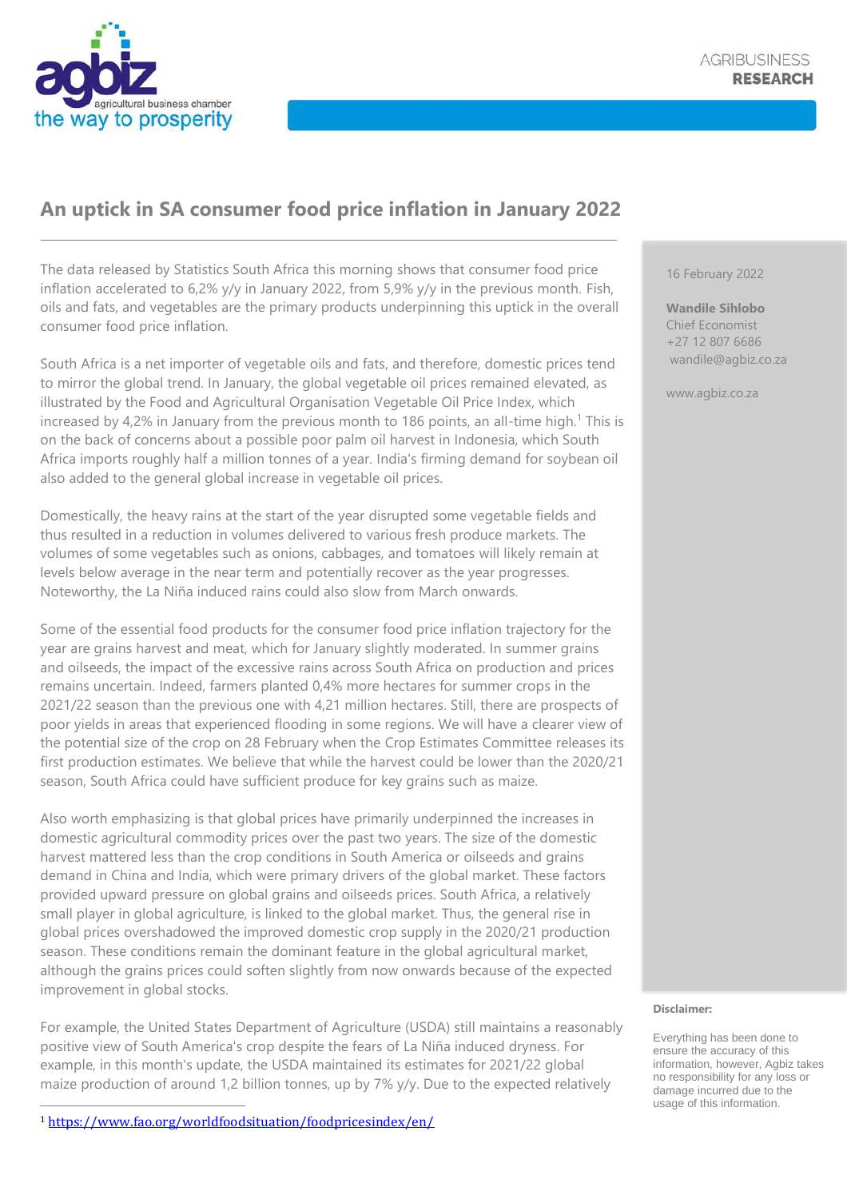# An uptick in SA consumer food price inflation in January 2022

16 February 2022

**Wandile Sihlobo**
Chief Economist
+27 12 807 6686
wandile@agbiz.co.za

www.agbiz.co.za

The data released by Statistics South Africa this morning shows that consumer food price inflation accelerated to 6,2% y/y in January 2022, from 5,9% y/y in the previous month. Fish, oils and fats, and vegetables are the primary products underpinning this uptick in the overall consumer food price inflation.

South Africa is a net importer of vegetable oils and fats, and therefore, domestic prices tend to mirror the global trend. In January, the global vegetable oil prices remained elevated, as illustrated by the Food and Agricultural Organisation Vegetable Oil Price Index, which increased by 4,2% in January from the previous month to 186 points, an all-time high.[1] This is on the back of concerns about a possible poor palm oil harvest in Indonesia, which South Africa imports roughly half a million tonnes of a year. India's firming demand for soybean oil also added to the general global increase in vegetable oil prices.

Domestically, the heavy rains at the start of the year disrupted some vegetable fields and thus resulted in a reduction in volumes delivered to various fresh produce markets. The volumes of some vegetables such as onions, cabbages, and tomatoes will likely remain at levels below average in the near term and potentially recover as the year progresses. Noteworthy, the La Niña induced rains could also slow from March onwards.

Some of the essential food products for the consumer food price inflation trajectory for the year are grains harvest and meat, which for January slightly moderated. In summer grains and oilseeds, the impact of the excessive rains across South Africa on production and prices remains uncertain. Indeed, farmers planted 0,4% more hectares for summer crops in the 2021/22 season than the previous one with 4,21 million hectares. Still, there are prospects of poor yields in areas that experienced flooding in some regions. We will have a clearer view of the potential size of the crop on 28 February when the Crop Estimates Committee releases its first production estimates. We believe that while the harvest could be lower than the 2020/21 season, South Africa could have sufficient produce for key grains such as maize.

Also worth emphasizing is that global prices have primarily underpinned the increases in domestic agricultural commodity prices over the past two years. The size of the domestic harvest mattered less than the crop conditions in South America or oilseeds and grains demand in China and India, which were primary drivers of the global market. These factors provided upward pressure on global grains and oilseeds prices. South Africa, a relatively small player in global agriculture, is linked to the global market. Thus, the general rise in global prices overshadowed the improved domestic crop supply in the 2020/21 production season. These conditions remain the dominant feature in the global agricultural market, although the grains prices could soften slightly from now onwards because of the expected improvement in global stocks.

For example, the United States Department of Agriculture (USDA) still maintains a reasonably positive view of South America's crop despite the fears of La Niña induced dryness. For example, in this month's update, the USDA maintained its estimates for 2021/22 global maize production of around 1,2 billion tonnes, up by 7% y/y. Due to the expected relatively

[1] https://www.fao.org/worldfoodsituation/foodpricesindex/en/

**Disclaimer:**

Everything has been done to ensure the accuracy of this information, however, Agbiz takes no responsibility for any loss or damage incurred due to the usage of this information.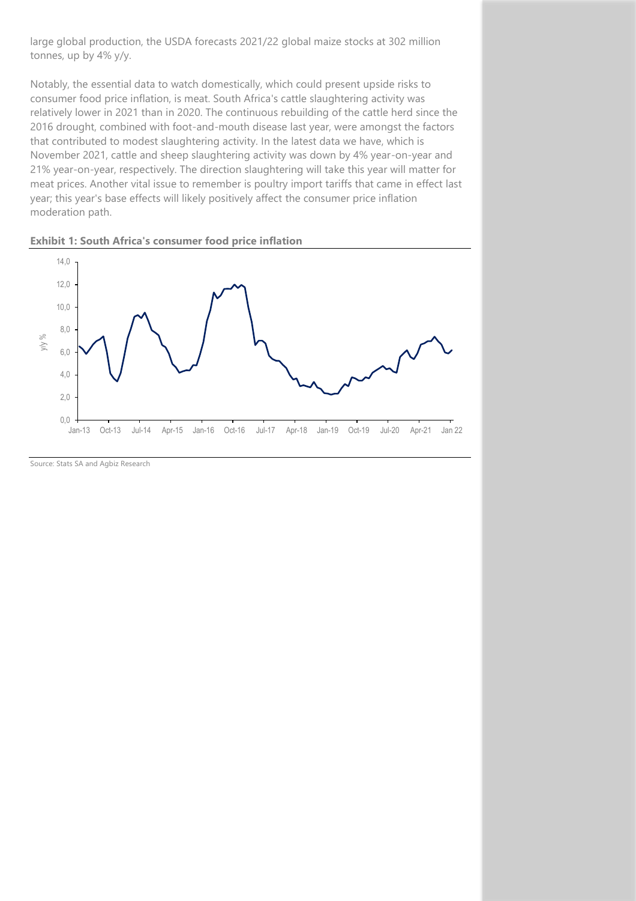large global production, the USDA forecasts 2021/22 global maize stocks at 302 million tonnes, up by 4% y/y.

Notably, the essential data to watch domestically, which could present upside risks to consumer food price inflation, is meat. South Africa's cattle slaughtering activity was relatively lower in 2021 than in 2020. The continuous rebuilding of the cattle herd since the 2016 drought, combined with foot-and-mouth disease last year, were amongst the factors that contributed to modest slaughtering activity. In the latest data we have, which is November 2021, cattle and sheep slaughtering activity was down by 4% year-on-year and 21% year-on-year, respectively. The direction slaughtering will take this year will matter for meat prices. Another vital issue to remember is poultry import tariffs that came in effect last year; this year's base effects will likely positively affect the consumer price inflation moderation path.

**Exhibit 1: South Africa's consumer food price inflation**

y/y %

14,0
12,0
10,0
8,0
6,0
4,0
2,0
0,0

Jan-13 Oct-13 Jul-14 Apr-15 Jan-16 Oct-16 Jul-17 Apr-18 Jan-19 Oct-19 Jul-20 Apr-21 Jan 22

Source: Stats SA and Agbiz Research